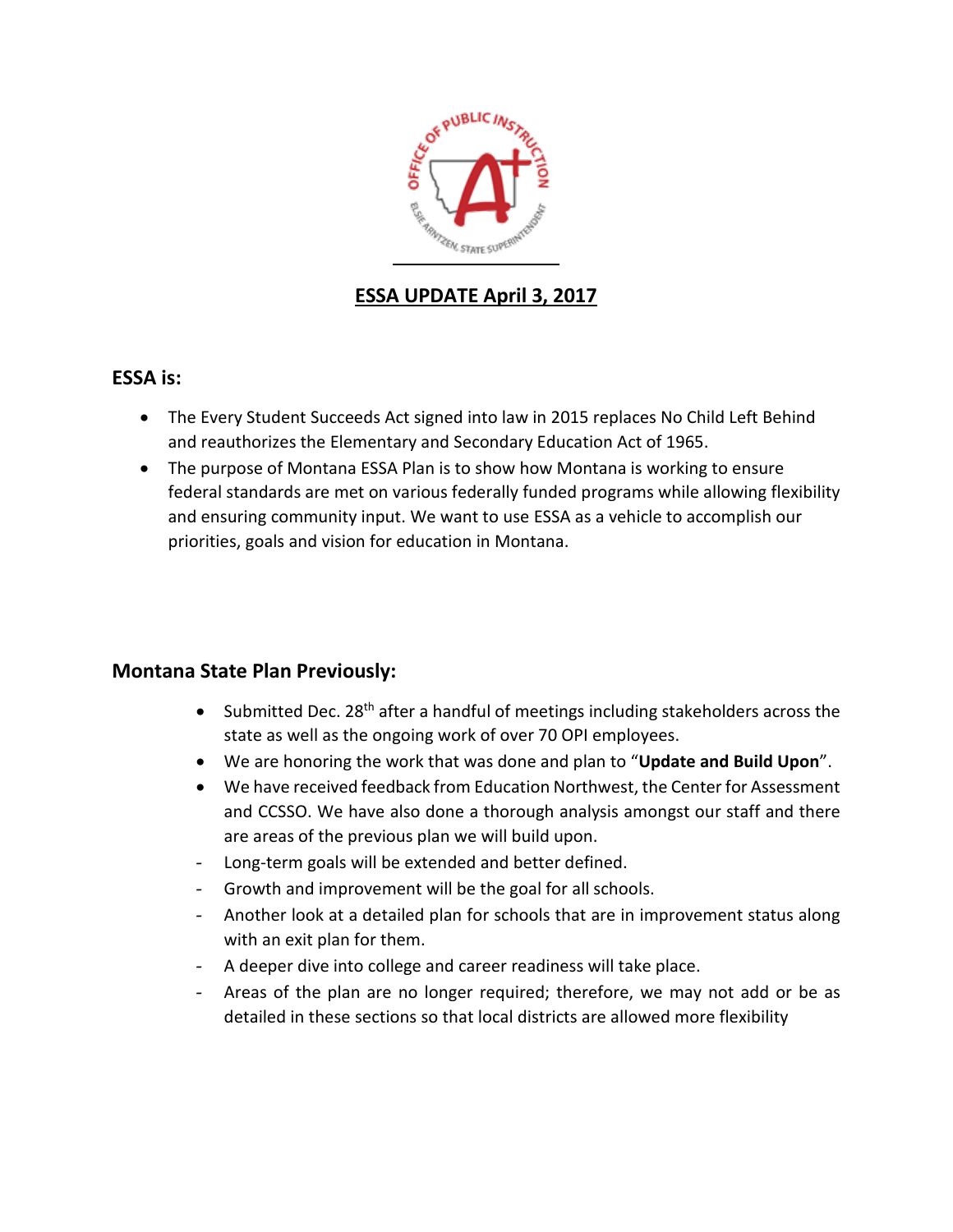## ESSA UPDATE April 3, 2017

### ESSA is:

- The Every Student Succeeds Act signed into law in 2015 replaces No Child Left Behind and reauthorizes the Elementary and Secondary Education Act of 1965.
- The purpose of Montana ESSA Plan is to show how Montana is working to ensure federal standards are met on various federally funded programs while allowing flexibility and ensuring community input. We want to use ESSA as a vehicle to accomplish our priorities, goals and vision for education in Montana.

### Montana State Plan Previously:

- Submitted Dec. 28th after a handful of meetings including stakeholders across the state as well as the ongoing work of over 70 OPI employees.
- We are honoring the work that was done and plan to "**Update and Build Upon**".
- We have received feedback from Education Northwest, the Center for Assessment and CCSSO. We have also done a thorough analysis amongst our staff and there are areas of the previous plan we will build upon.

- Long-term goals will be extended and better defined.
- Growth and improvement will be the goal for all schools.
- Another look at a detailed plan for schools that are in improvement status along with an exit plan for them.
- A deeper dive into college and career readiness will take place.
- Areas of the plan are no longer required; therefore, we may not add or be as detailed in these sections so that local districts are allowed more flexibility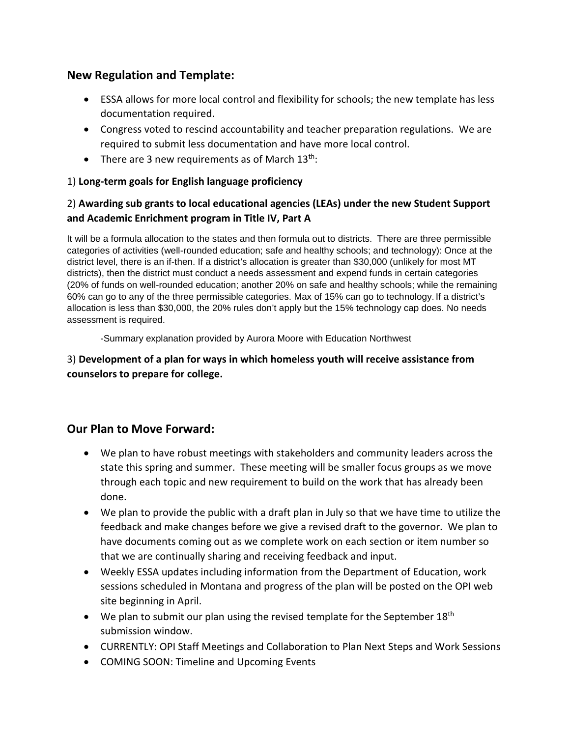## New Regulation and Template:

- ESSA allows for more local control and flexibility for schools; the new template has less documentation required.
- Congress voted to rescind accountability and teacher preparation regulations. We are required to submit less documentation and have more local control.
- There are 3 new requirements as of March 13th:

1) **Long-term goals for English language proficiency**

2) **Awarding sub grants to local educational agencies (LEAs) under the new Student Support and Academic Enrichment program in Title IV, Part A**

It will be a formula allocation to the states and then formula out to districts. There are three permissible categories of activities (well-rounded education; safe and healthy schools; and technology): Once at the district level, there is an if-then. If a district's allocation is greater than $30,000 (unlikely for most MT districts), then the district must conduct a needs assessment and expend funds in certain categories (20% of funds on well-rounded education; another 20% on safe and healthy schools; while the remaining 60% can go to any of the three permissible categories. Max of 15% can go to technology. If a district's allocation is less than $30,000, the 20% rules don't apply but the 15% technology cap does. No needs assessment is required.

-Summary explanation provided by Aurora Moore with Education Northwest

3) **Development of a plan for ways in which homeless youth will receive assistance from counselors to prepare for college.**

## Our Plan to Move Forward:

- We plan to have robust meetings with stakeholders and community leaders across the state this spring and summer. These meeting will be smaller focus groups as we move through each topic and new requirement to build on the work that has already been done.
- We plan to provide the public with a draft plan in July so that we have time to utilize the feedback and make changes before we give a revised draft to the governor. We plan to have documents coming out as we complete work on each section or item number so that we are continually sharing and receiving feedback and input.
- Weekly ESSA updates including information from the Department of Education, work sessions scheduled in Montana and progress of the plan will be posted on the OPI web site beginning in April.
- We plan to submit our plan using the revised template for the September 18th submission window.
- CURRENTLY: OPI Staff Meetings and Collaboration to Plan Next Steps and Work Sessions
- COMING SOON: Timeline and Upcoming Events